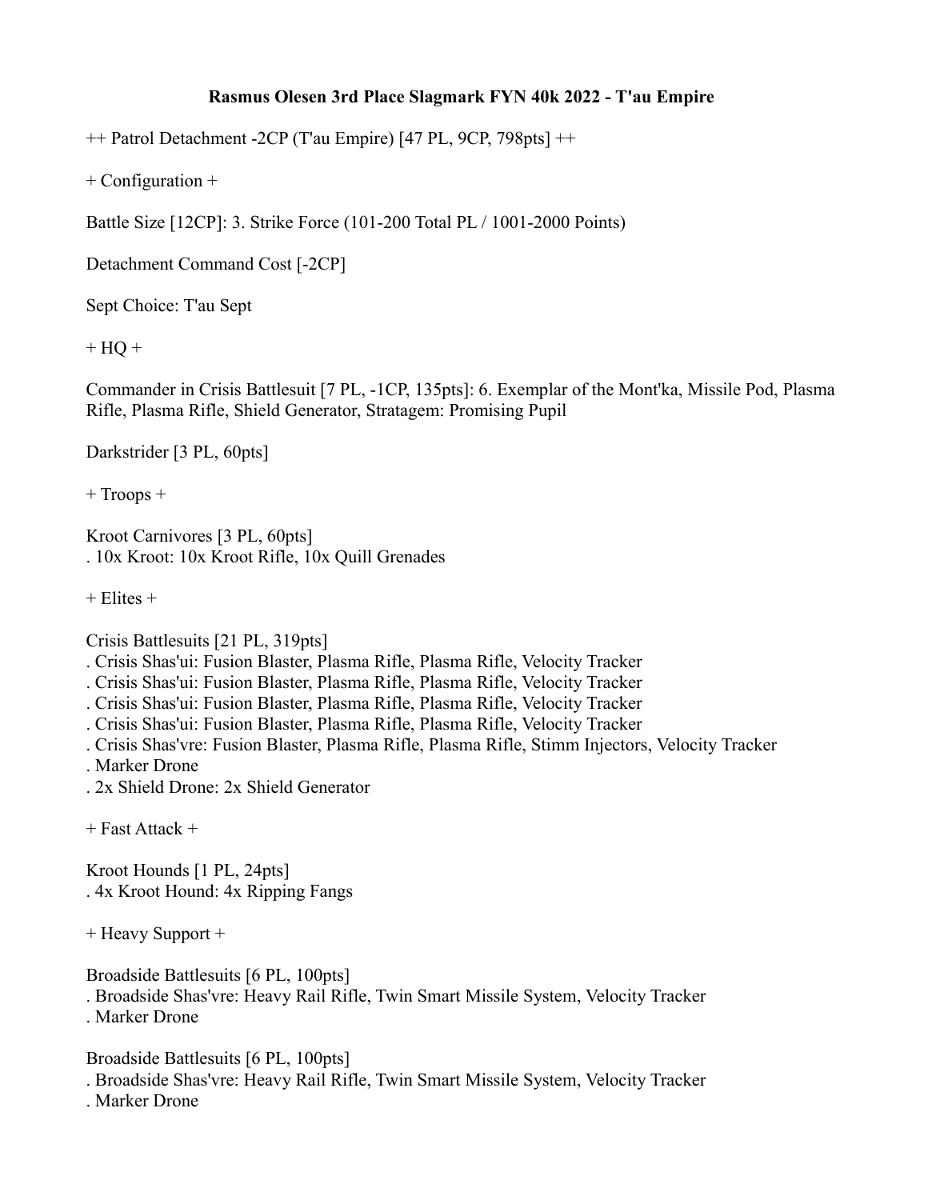# Rasmus Olesen 3rd Place Slagmark FYN 40k 2022 - T'au Empire

++ Patrol Detachment -2CP (T'au Empire) [47 PL, 9CP, 798pts] ++

+ Configuration +

Battle Size [12CP]: 3. Strike Force (101-200 Total PL / 1001-2000 Points)

Detachment Command Cost [-2CP]

Sept Choice: T'au Sept

+ HQ +

Commander in Crisis Battlesuit [7 PL, -1CP, 135pts]: 6. Exemplar of the Mont'ka, Missile Pod, Plasma Rifle, Plasma Rifle, Shield Generator, Stratagem: Promising Pupil

Darkstrider [3 PL, 60pts]

+ Troops +

Kroot Carnivores [3 PL, 60pts]
. 10x Kroot: 10x Kroot Rifle, 10x Quill Grenades

+ Elites +

Crisis Battlesuits [21 PL, 319pts]
. Crisis Shas'ui: Fusion Blaster, Plasma Rifle, Plasma Rifle, Velocity Tracker
. Crisis Shas'ui: Fusion Blaster, Plasma Rifle, Plasma Rifle, Velocity Tracker
. Crisis Shas'ui: Fusion Blaster, Plasma Rifle, Plasma Rifle, Velocity Tracker
. Crisis Shas'ui: Fusion Blaster, Plasma Rifle, Plasma Rifle, Velocity Tracker
. Crisis Shas'vre: Fusion Blaster, Plasma Rifle, Plasma Rifle, Stimm Injectors, Velocity Tracker
. Marker Drone
. 2x Shield Drone: 2x Shield Generator

+ Fast Attack +

Kroot Hounds [1 PL, 24pts]
. 4x Kroot Hound: 4x Ripping Fangs

+ Heavy Support +

Broadside Battlesuits [6 PL, 100pts]
. Broadside Shas'vre: Heavy Rail Rifle, Twin Smart Missile System, Velocity Tracker
. Marker Drone

Broadside Battlesuits [6 PL, 100pts]
. Broadside Shas'vre: Heavy Rail Rifle, Twin Smart Missile System, Velocity Tracker
. Marker Drone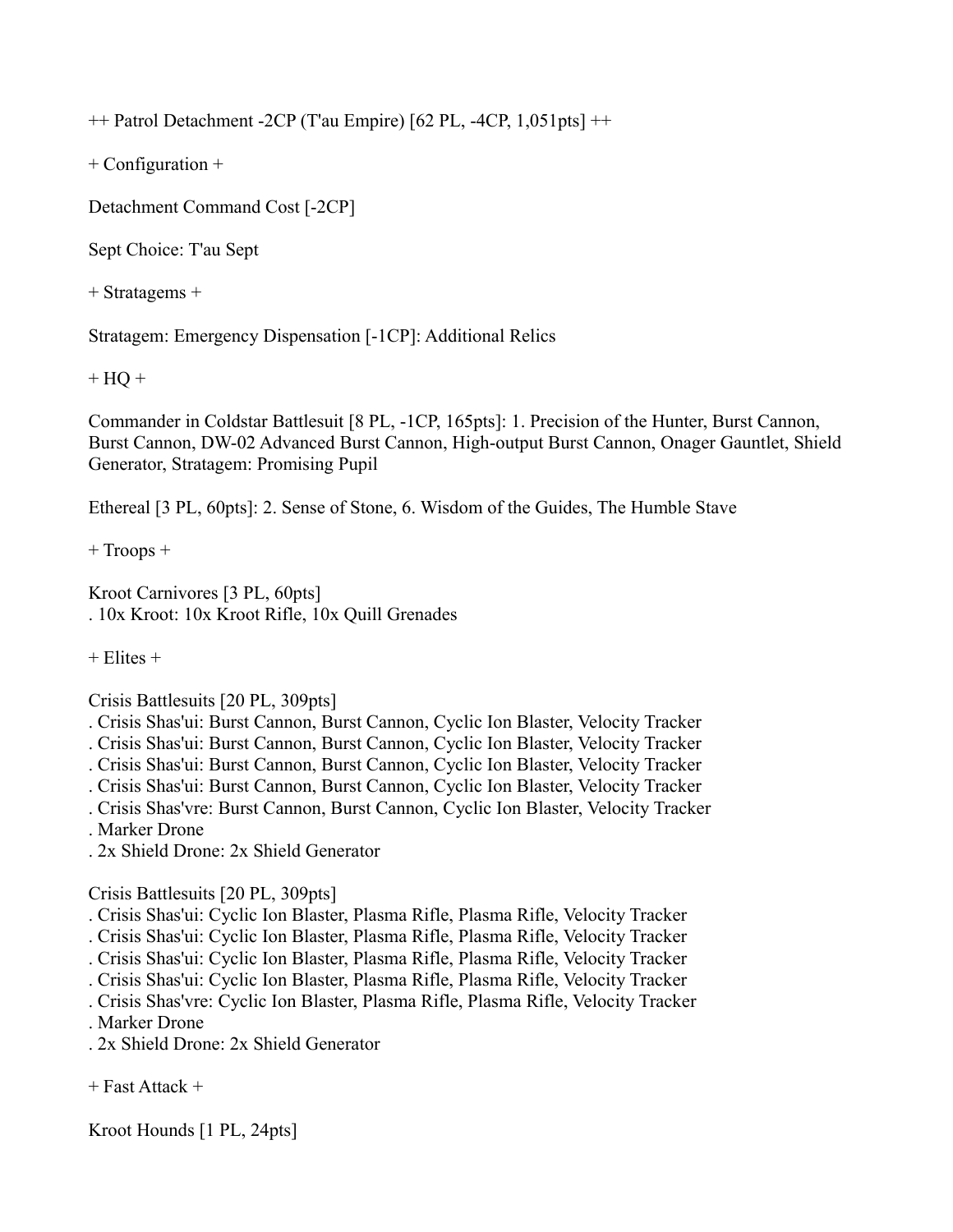++ Patrol Detachment -2CP (T'au Empire) [62 PL, -4CP, 1,051pts] ++

+ Configuration +

Detachment Command Cost [-2CP]

Sept Choice: T'au Sept

+ Stratagems +

Stratagem: Emergency Dispensation [-1CP]: Additional Relics

+ HQ +

Commander in Coldstar Battlesuit [8 PL, -1CP, 165pts]: 1. Precision of the Hunter, Burst Cannon, Burst Cannon, DW-02 Advanced Burst Cannon, High-output Burst Cannon, Onager Gauntlet, Shield Generator, Stratagem: Promising Pupil

Ethereal [3 PL, 60pts]: 2. Sense of Stone, 6. Wisdom of the Guides, The Humble Stave

+ Troops +

Kroot Carnivores [3 PL, 60pts]
. 10x Kroot: 10x Kroot Rifle, 10x Quill Grenades

+ Elites +

Crisis Battlesuits [20 PL, 309pts]
. Crisis Shas'ui: Burst Cannon, Burst Cannon, Cyclic Ion Blaster, Velocity Tracker
. Crisis Shas'ui: Burst Cannon, Burst Cannon, Cyclic Ion Blaster, Velocity Tracker
. Crisis Shas'ui: Burst Cannon, Burst Cannon, Cyclic Ion Blaster, Velocity Tracker
. Crisis Shas'ui: Burst Cannon, Burst Cannon, Cyclic Ion Blaster, Velocity Tracker
. Crisis Shas'vre: Burst Cannon, Burst Cannon, Cyclic Ion Blaster, Velocity Tracker
. Marker Drone
. 2x Shield Drone: 2x Shield Generator

Crisis Battlesuits [20 PL, 309pts]
. Crisis Shas'ui: Cyclic Ion Blaster, Plasma Rifle, Plasma Rifle, Velocity Tracker
. Crisis Shas'ui: Cyclic Ion Blaster, Plasma Rifle, Plasma Rifle, Velocity Tracker
. Crisis Shas'ui: Cyclic Ion Blaster, Plasma Rifle, Plasma Rifle, Velocity Tracker
. Crisis Shas'ui: Cyclic Ion Blaster, Plasma Rifle, Plasma Rifle, Velocity Tracker
. Crisis Shas'vre: Cyclic Ion Blaster, Plasma Rifle, Plasma Rifle, Velocity Tracker
. Marker Drone
. 2x Shield Drone: 2x Shield Generator

+ Fast Attack +

Kroot Hounds [1 PL, 24pts]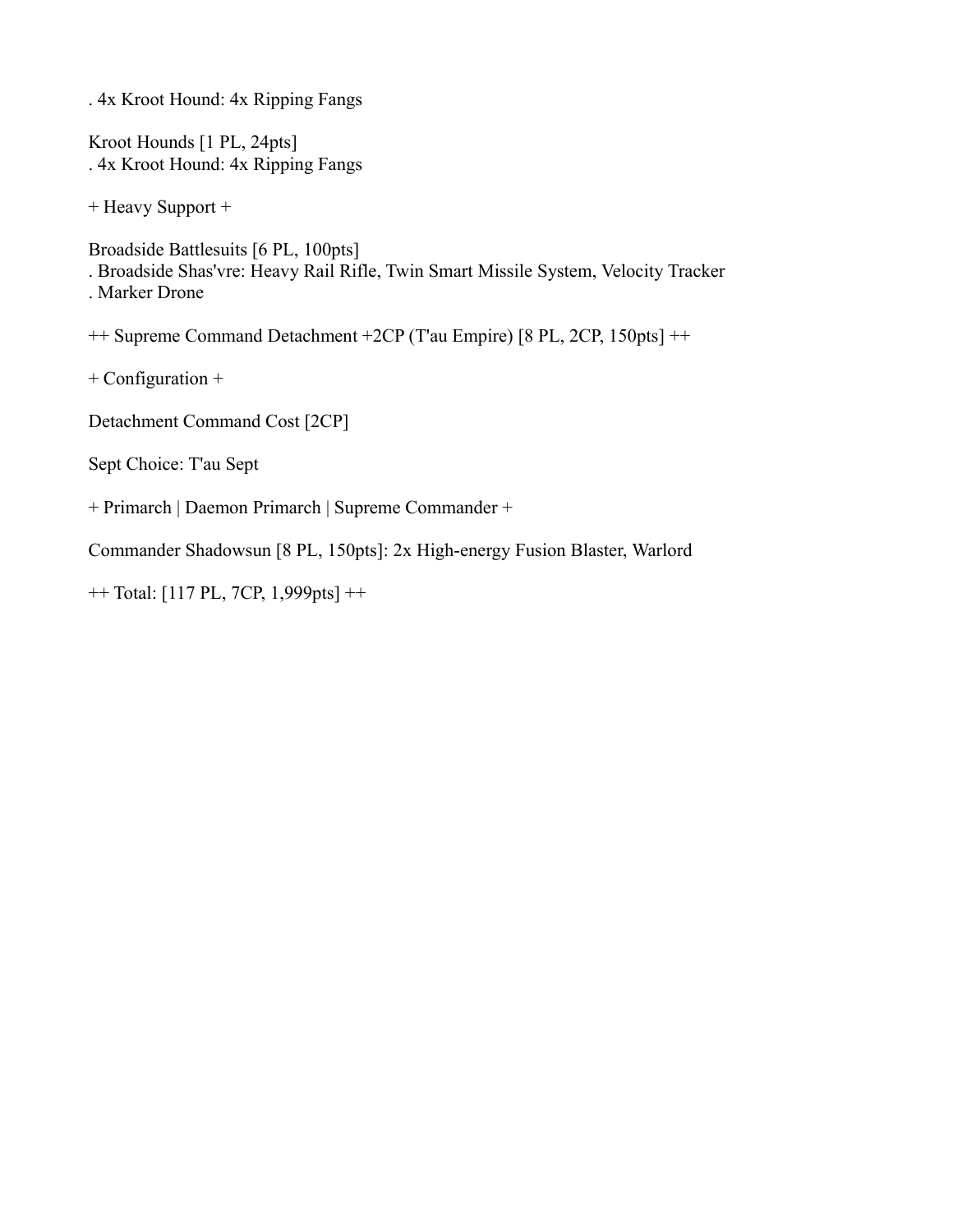. 4x Kroot Hound: 4x Ripping Fangs

Kroot Hounds [1 PL, 24pts]
. 4x Kroot Hound: 4x Ripping Fangs

+ Heavy Support +

Broadside Battlesuits [6 PL, 100pts]
. Broadside Shas'vre: Heavy Rail Rifle, Twin Smart Missile System, Velocity Tracker
. Marker Drone

++ Supreme Command Detachment +2CP (T'au Empire) [8 PL, 2CP, 150pts] ++

+ Configuration +

Detachment Command Cost [2CP]

Sept Choice: T'au Sept

+ Primarch | Daemon Primarch | Supreme Commander +

Commander Shadowsun [8 PL, 150pts]: 2x High-energy Fusion Blaster, Warlord

++ Total: [117 PL, 7CP, 1,999pts] ++